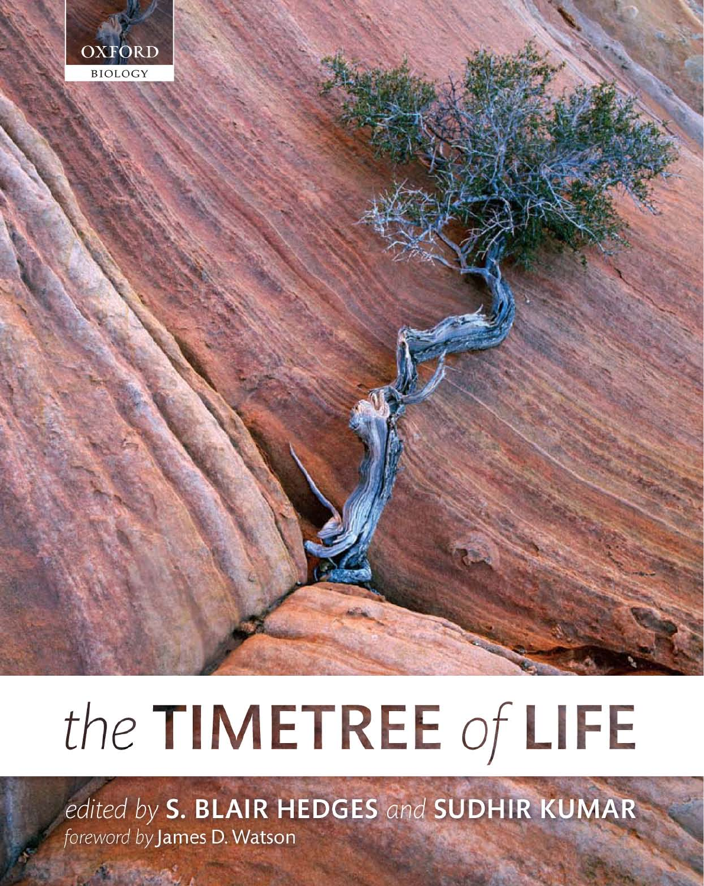OXFORD

BIOLOGY

# *the* TIMETREE *of* LIFE

*edited by* **S. BLAIR HEDGES** *and* **SUDHIR KUMAR**

*foreword by* James D. Watson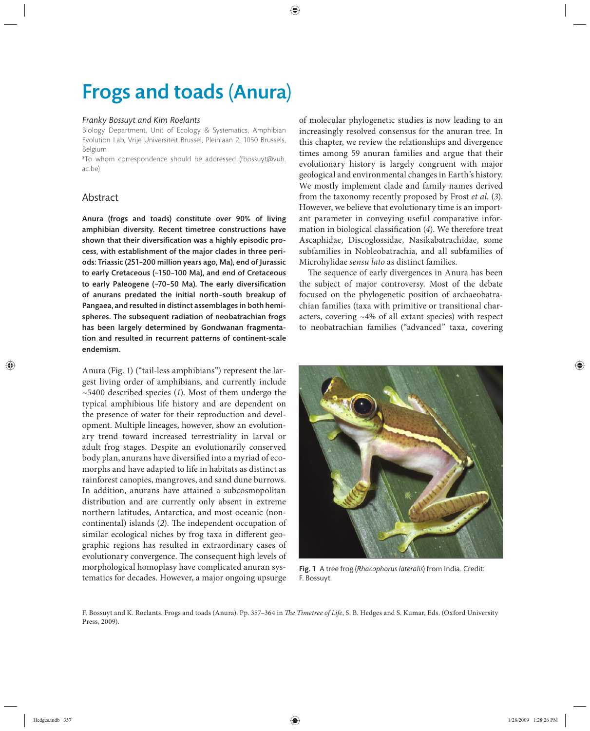# Frogs and toads (Anura)

*Franky Bossuyt and Kim Roelants*

Biology Department, Unit of Ecology & Systematics, Amphibian Evolution Lab, Vrije Universiteit Brussel, Pleinlaan 2, 1050 Brussels, Belgium

*To whom correspondence should be addressed (fbossuyt@vub.ac.be)

## Abstract

**Anura (frogs and toads) constitute over 90% of living amphibian diversity. Recent timetree constructions have shown that their diversification was a highly episodic process, with establishment of the major clades in three periods: Triassic (251–200 million years ago, Ma), end of Jurassic to early Cretaceous (~150–100 Ma), and end of Cretaceous to early Paleogene (~70–50 Ma). The early diversification of anurans predated the initial north–south breakup of Pangaea, and resulted in distinct assemblages in both hemispheres. The subsequent radiation of neobatrachian frogs has been largely determined by Gondwanan fragmentation and resulted in recurrent patterns of continent-scale endemism.**

Anura (Fig. 1) ("tail-less amphibians") represent the largest living order of amphibians, and currently include ~5400 described species (*1*). Most of them undergo the typical amphibious life history and are dependent on the presence of water for their reproduction and development. Multiple lineages, however, show an evolutionary trend toward increased terrestriality in larval or adult frog stages. Despite an evolutionarily conserved body plan, anurans have diversified into a myriad of ecomorphs and have adapted to life in habitats as distinct as rainforest canopies, mangroves, and sand dune burrows. In addition, anurans have attained a subcosmopolitan distribution and are currently only absent in extreme northern latitudes, Antarctica, and most oceanic (noncontinental) islands (*2*). The independent occupation of similar ecological niches by frog taxa in different geographic regions has resulted in extraordinary cases of evolutionary convergence. The consequent high levels of morphological homoplasy have complicated anuran systematics for decades. However, a major ongoing upsurge of molecular phylogenetic studies is now leading to an increasingly resolved consensus for the anuran tree. In this chapter, we review the relationships and divergence times among 59 anuran families and argue that their evolutionary history is largely congruent with major geological and environmental changes in Earth's history. We mostly implement clade and family names derived from the taxonomy recently proposed by Frost *et al.* (*3*). However, we believe that evolutionary time is an important parameter in conveying useful comparative information in biological classification (*4*). We therefore treat Ascaphidae, Discoglossidae, Nasikabatrachidae, some subfamilies in Nobleobatrachia, and all subfamilies of Microhylidae *sensu lato* as distinct families.

The sequence of early divergences in Anura has been the subject of major controversy. Most of the debate focused on the phylogenetic position of archaeobatrachian families (taxa with primitive or transitional characters, covering ~4% of all extant species) with respect to neobatrachian families ("advanced" taxa, covering

**Fig. 1** A tree frog (*Rhacophorus lateralis*) from India. Credit: F. Bossuyt.

F. Bossuyt and K. Roelants. Frogs and toads (Anura). Pp. 357–364 in *The Timetree of Life*, S. B. Hedges and S. Kumar, Eds. (Oxford University Press, 2009).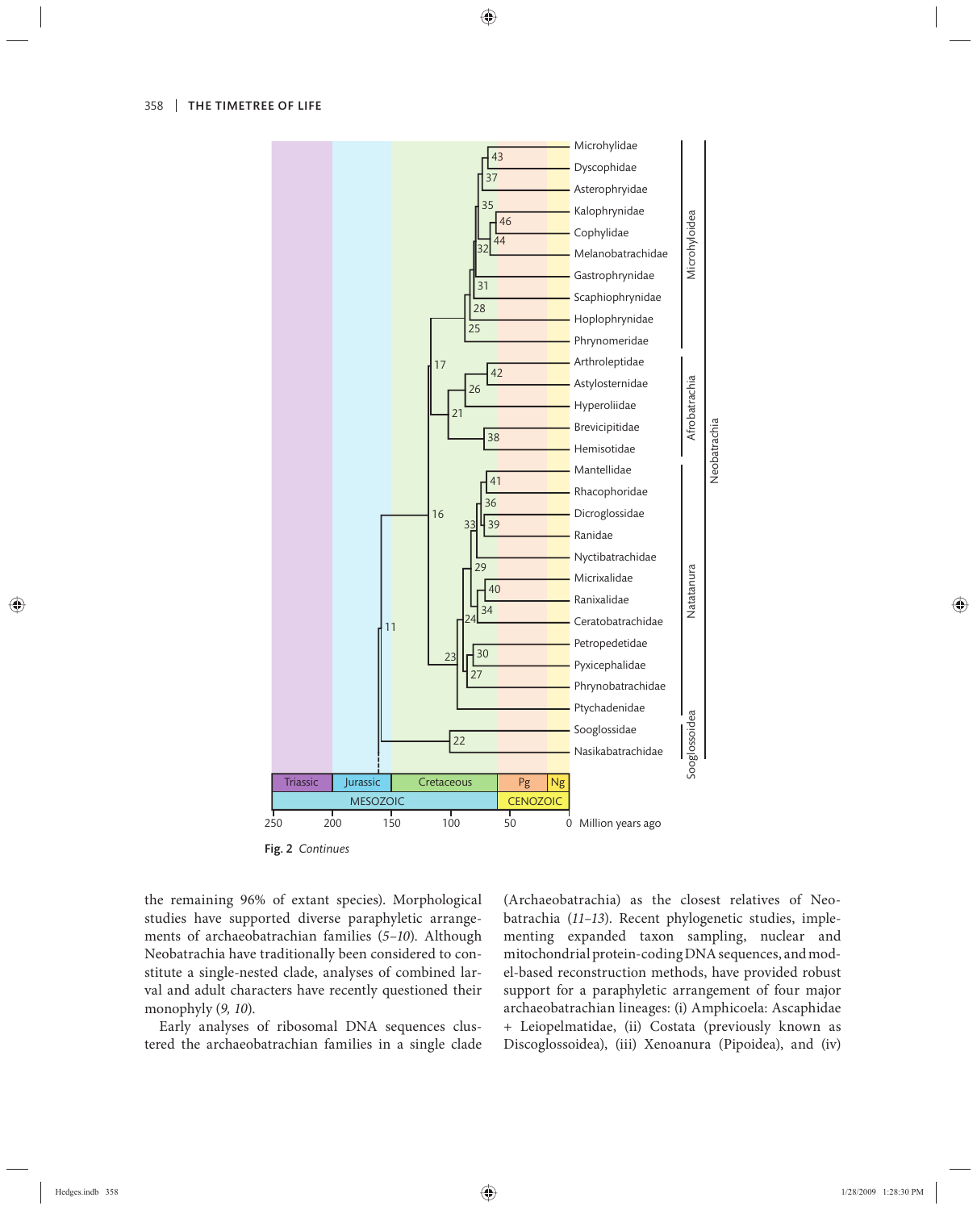Fig. 2 *Continues*

the remaining 96% of extant species). Morphological studies have supported diverse paraphyletic arrangements of archaeobatrachian families (*5–10*). Although Neobatrachia have traditionally been considered to constitute a single-nested clade, analyses of combined larval and adult characters have recently questioned their monophyly (*9, 10*).

Early analyses of ribosomal DNA sequences clustered the archaeobatrachian families in a single clade (Archaeobatrachia) as the closest relatives of Neobatrachia (*11–13*). Recent phylogenetic studies, implementing expanded taxon sampling, nuclear and mitochondrial protein-coding DNA sequences, and model-based reconstruction methods, have provided robust support for a paraphyletic arrangement of four major archaeobatrachian lineages: (i) Amphicoela: Ascaphidae + Leiopelmatidae, (ii) Costata (previously known as Discoglossoidea), (iii) Xenoanura (Pipoidea), and (iv)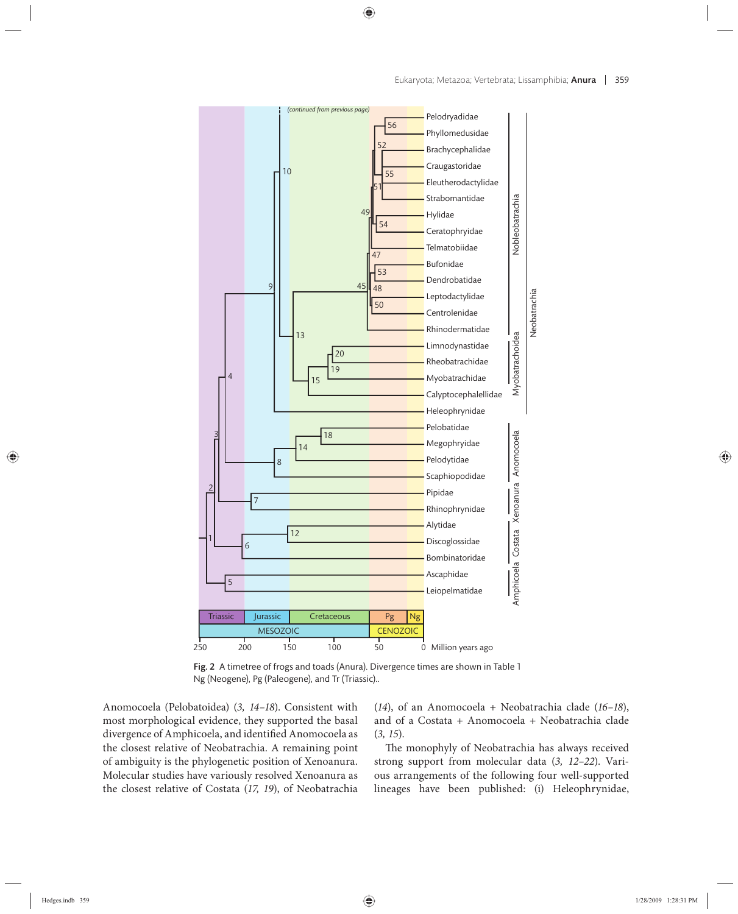Fig. 2 A timetree of frogs and toads (Anura). Divergence times are shown in Table 1 Ng (Neogene), Pg (Paleogene), and Tr (Triassic)..

Anomocoela (Pelobatoidea) (*3, 14–18*). Consistent with most morphological evidence, they supported the basal divergence of Amphicoela, and identified Anomocoela as the closest relative of Neobatrachia. A remaining point of ambiguity is the phylogenetic position of Xenoanura. Molecular studies have variously resolved Xenoanura as the closest relative of Costata (*17, 19*), of Neobatrachia (*14*), of an Anomocoela + Neobatrachia clade (*16–18*), and of a Costata + Anomocoela + Neobatrachia clade (*3, 15*).

The monophyly of Neobatrachia has always received strong support from molecular data (*3, 12–22*). Various arrangements of the following four well-supported lineages have been published: (i) Heleophrynidae,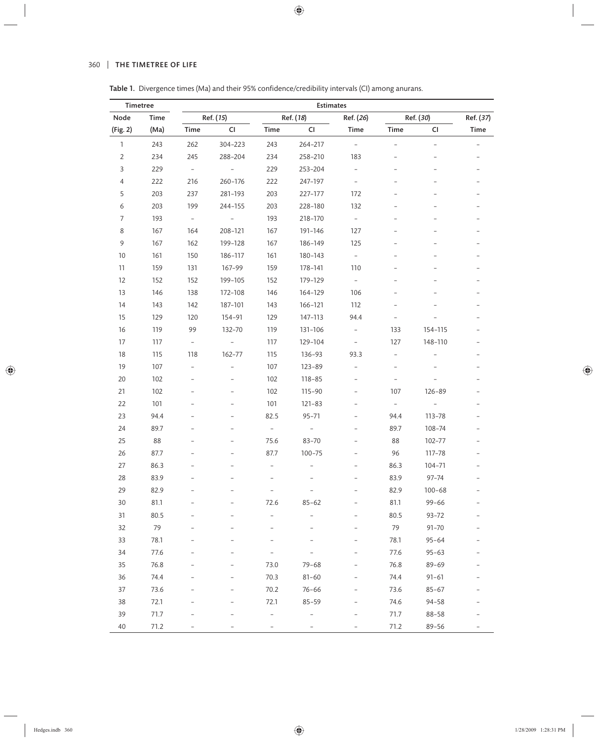**Table 1.** Divergence times (Ma) and their 95% confidence/credibility intervals (CI) among anurans.

| Timetree | | Estimates | | | | | | | |
|---|---|---|---|---|---|---|---|---|---|
| Node | Time | Ref. (*15*) | | Ref. (*18*) | | Ref. (*26*) | Ref. (*30*) | | Ref. (*37*) |
| (Fig. 2) | (Ma) | Time | CI | Time | CI | Time | Time | CI | Time |
| 1 | 243 | 262 | 304–223 | 243 | 264–217 | – | – | – | – |
| 2 | 234 | 245 | 288–204 | 234 | 258–210 | 183 | – | – | – |
| 3 | 229 | – | – | 229 | 253–204 | – | – | – | – |
| 4 | 222 | 216 | 260–176 | 222 | 247–197 | – | – | – | – |
| 5 | 203 | 237 | 281–193 | 203 | 227–177 | 172 | – | – | – |
| 6 | 203 | 199 | 244–155 | 203 | 228–180 | 132 | – | – | – |
| 7 | 193 | – | – | 193 | 218–170 | – | – | – | – |
| 8 | 167 | 164 | 208–121 | 167 | 191–146 | 127 | – | – | – |
| 9 | 167 | 162 | 199–128 | 167 | 186–149 | 125 | – | – | – |
| 10 | 161 | 150 | 186–117 | 161 | 180–143 | – | – | – | – |
| 11 | 159 | 131 | 167–99 | 159 | 178–141 | 110 | – | – | – |
| 12 | 152 | 152 | 199–105 | 152 | 179–129 | – | – | – | – |
| 13 | 146 | 138 | 172–108 | 146 | 164–129 | 106 | – | – | – |
| 14 | 143 | 142 | 187–101 | 143 | 166–121 | 112 | – | – | – |
| 15 | 129 | 120 | 154–91 | 129 | 147–113 | 94.4 | – | – | – |
| 16 | 119 | 99 | 132–70 | 119 | 131–106 | – | 133 | 154–115 | – |
| 17 | 117 | – | – | 117 | 129–104 | – | 127 | 148–110 | – |
| 18 | 115 | 118 | 162–77 | 115 | 136–93 | 93.3 | – | – | – |
| 19 | 107 | – | – | 107 | 123–89 | – | – | – | – |
| 20 | 102 | – | – | 102 | 118–85 | – | – | – | – |
| 21 | 102 | – | – | 102 | 115–90 | – | 107 | 126–89 | – |
| 22 | 101 | – | – | 101 | 121–83 | – | – | – | – |
| 23 | 94.4 | – | – | 82.5 | 95–71 | – | 94.4 | 113–78 | – |
| 24 | 89.7 | – | – | – | – | – | 89.7 | 108–74 | – |
| 25 | 88 | – | – | 75.6 | 83–70 | – | 88 | 102–77 | – |
| 26 | 87.7 | – | – | 87.7 | 100–75 | – | 96 | 117–78 | – |
| 27 | 86.3 | – | – | – | – | – | 86.3 | 104–71 | – |
| 28 | 83.9 | – | – | – | – | – | 83.9 | 97–74 | – |
| 29 | 82.9 | – | – | – | – | – | 82.9 | 100–68 | – |
| 30 | 81.1 | – | – | 72.6 | 85–62 | – | 81.1 | 99–66 | – |
| 31 | 80.5 | – | – | – | – | – | 80.5 | 93–72 | – |
| 32 | 79 | – | – | – | – | – | 79 | 91–70 | – |
| 33 | 78.1 | – | – | – | – | – | 78.1 | 95–64 | – |
| 34 | 77.6 | – | – | – | – | – | 77.6 | 95–63 | – |
| 35 | 76.8 | – | – | 73.0 | 79–68 | – | 76.8 | 89–69 | – |
| 36 | 74.4 | – | – | 70.3 | 81–60 | – | 74.4 | 91–61 | – |
| 37 | 73.6 | – | – | 70.2 | 76–66 | – | 73.6 | 85–67 | – |
| 38 | 72.1 | – | – | 72.1 | 85–59 | – | 74.6 | 94–58 | – |
| 39 | 71.7 | – | – | – | – | – | 71.7 | 88–58 | – |
| 40 | 71.2 | – | – | – | – | – | 71.2 | 89–56 | – |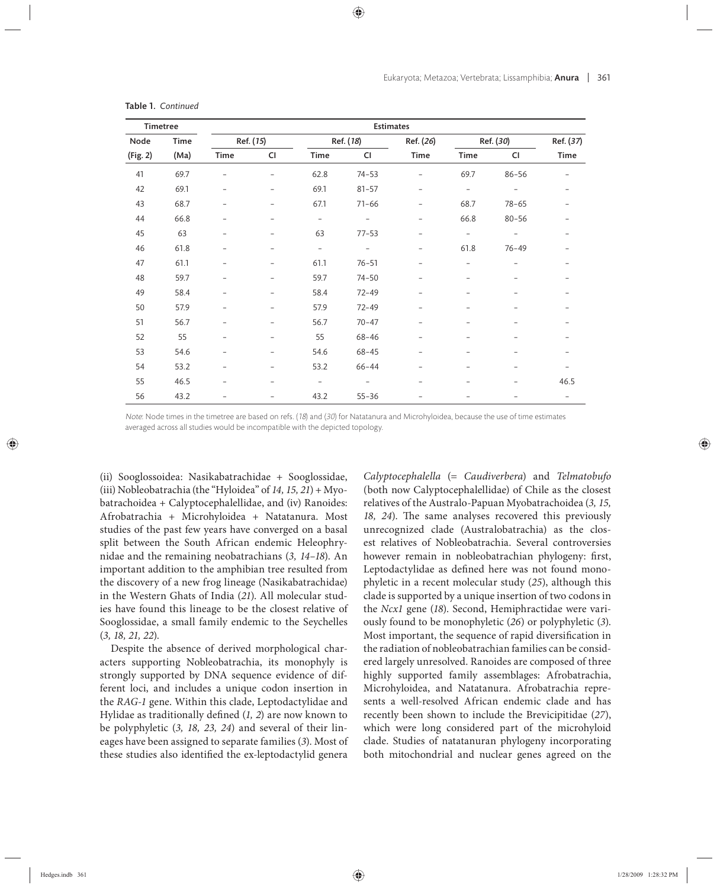**Table 1.** *Continued*

| Timetree | | Estimates | | | | | | | |
|---|---|---|---|---|---|---|---|---|---|
| Node | Time | Ref. (*15*) | | Ref. (*18*) | | Ref. (*26*) | Ref. (*30*) | | Ref. (*37*) |
| (Fig. 2) | (Ma) | Time | CI | Time | CI | Time | Time | CI | Time |
| 41 | 69.7 | – | – | 62.8 | 74–53 | – | 69.7 | 86–56 | – |
| 42 | 69.1 | – | – | 69.1 | 81–57 | – | – | – | – |
| 43 | 68.7 | – | – | 67.1 | 71–66 | – | 68.7 | 78–65 | – |
| 44 | 66.8 | – | – | – | – | – | 66.8 | 80–56 | – |
| 45 | 63 | – | – | 63 | 77–53 | – | – | – | – |
| 46 | 61.8 | – | – | – | – | – | 61.8 | 76–49 | – |
| 47 | 61.1 | – | – | 61.1 | 76–51 | – | – | – | – |
| 48 | 59.7 | – | – | 59.7 | 74–50 | – | – | – | – |
| 49 | 58.4 | – | – | 58.4 | 72–49 | – | – | – | – |
| 50 | 57.9 | – | – | 57.9 | 72–49 | – | – | – | – |
| 51 | 56.7 | – | – | 56.7 | 70–47 | – | – | – | – |
| 52 | 55 | – | – | 55 | 68–46 | – | – | – | – |
| 53 | 54.6 | – | – | 54.6 | 68–45 | – | – | – | – |
| 54 | 53.2 | – | – | 53.2 | 66–44 | – | – | – | – |
| 55 | 46.5 | – | – | – | – | – | – | – | 46.5 |
| 56 | 43.2 | – | – | 43.2 | 55–36 | – | – | – | – |

*Note*: Node times in the timetree are based on refs. (*18*) and (*30*) for Natatanura and Microhyloidea, because the use of time estimates averaged across all studies would be incompatible with the depicted topology.

(ii) Sooglossoidea: Nasikabatrachidae + Sooglossidae, (iii) Nobleobatrachia (the "Hyloidea" of *14, 15, 21*) + Myobatrachoidea + Calyptocephalellidae, and (iv) Ranoides: Afrobatrachia + Microhyloidea + Natatanura. Most studies of the past few years have converged on a basal split between the South African endemic Heleophrynidae and the remaining neobatrachians (*3, 14–18*). An important addition to the amphibian tree resulted from the discovery of a new frog lineage (Nasikabatrachidae) in the Western Ghats of India (*21*). All molecular studies have found this lineage to be the closest relative of Sooglossidae, a small family endemic to the Seychelles (*3, 18, 21, 22*).

Despite the absence of derived morphological characters supporting Nobleobatrachia, its monophyly is strongly supported by DNA sequence evidence of different loci, and includes a unique codon insertion in the *RAG-1* gene. Within this clade, Leptodactylidae and Hylidae as traditionally defined (*1, 2*) are now known to be polyphyletic (*3, 18, 23, 24*) and several of their lineages have been assigned to separate families (*3*). Most of these studies also identified the ex-leptodactylid genera *Calyptocephalella* (= *Caudiverbera*) and *Telmatobufo* (both now Calyptocephalellidae) of Chile as the closest relatives of the Australo-Papuan Myobatrachoidea (*3, 15, 18, 24*). The same analyses recovered this previously unrecognized clade (Australobatrachia) as the closest relatives of Nobleobatrachia. Several controversies however remain in nobleobatrachian phylogeny: first, Leptodactylidae as defined here was not found monophyletic in a recent molecular study (*25*), although this clade is supported by a unique insertion of two codons in the *Ncx1* gene (*18*). Second, Hemiphractidae were variously found to be monophyletic (*26*) or polyphyletic (*3*). Most important, the sequence of rapid diversification in the radiation of nobleobatrachian families can be considered largely unresolved. Ranoides are composed of three highly supported family assemblages: Afrobatrachia, Microhyloidea, and Natatanura. Afrobatrachia represents a well-resolved African endemic clade and has recently been shown to include the Brevicipitidae (*27*), which were long considered part of the microhyloid clade. Studies of natatanuran phylogeny incorporating both mitochondrial and nuclear genes agreed on the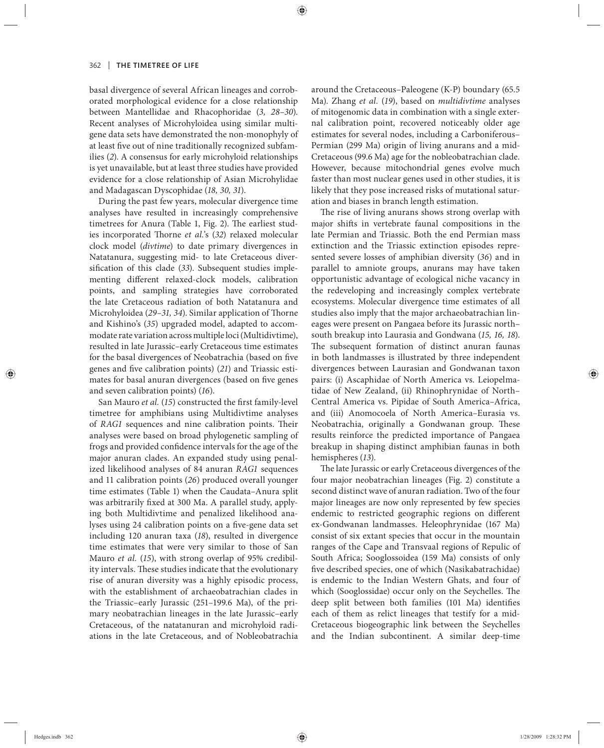basal divergence of several African lineages and corroborated morphological evidence for a close relationship between Mantellidae and Rhacophoridae (*3, 28–30*). Recent analyses of Microhyloidea using similar multigene data sets have demonstrated the non-monophyly of at least five out of nine traditionally recognized subfamilies (*2*). A consensus for early microhyloid relationships is yet unavailable, but at least three studies have provided evidence for a close relationship of Asian Microhylidae and Madagascan Dyscophidae (*18, 30, 31*).

During the past few years, molecular divergence time analyses have resulted in increasingly comprehensive timetrees for Anura (Table 1, Fig. 2). The earliest studies incorporated Thorne *et al.*'s (*32*) relaxed molecular clock model (*divtime*) to date primary divergences in Natatanura, suggesting mid- to late Cretaceous diversification of this clade (*33*). Subsequent studies implementing different relaxed-clock models, calibration points, and sampling strategies have corroborated the late Cretaceous radiation of both Natatanura and Microhyloidea (*29–31, 34*). Similar application of Thorne and Kishino's (*35*) upgraded model, adapted to accommodate rate variation across multiple loci (Multidivtime), resulted in late Jurassic–early Cretaceous time estimates for the basal divergences of Neobatrachia (based on five genes and five calibration points) (*21*) and Triassic estimates for basal anuran divergences (based on five genes and seven calibration points) (*16*).

San Mauro *et al.* (*15*) constructed the first family-level timetree for amphibians using Multidivtime analyses of *RAG1* sequences and nine calibration points. Their analyses were based on broad phylogenetic sampling of frogs and provided confidence intervals for the age of the major anuran clades. An expanded study using penalized likelihood analyses of 84 anuran *RAG1* sequences and 11 calibration points (*26*) produced overall younger time estimates (Table 1) when the Caudata–Anura split was arbitrarily fixed at 300 Ma. A parallel study, applying both Multidivtime and penalized likelihood analyses using 24 calibration points on a five-gene data set including 120 anuran taxa (*18*), resulted in divergence time estimates that were very similar to those of San Mauro *et al.* (*15*), with strong overlap of 95% credibility intervals. These studies indicate that the evolutionary rise of anuran diversity was a highly episodic process, with the establishment of archaeobatrachian clades in the Triassic–early Jurassic (251–199.6 Ma), of the primary neobatrachian lineages in the late Jurassic–early Cretaceous, of the natatanuran and microhyloid radiations in the late Cretaceous, and of Nobleobatrachia around the Cretaceous–Paleogene (K-P) boundary (65.5 Ma). Zhang *et al.* (*19*), based on *multidivtime* analyses of mitogenomic data in combination with a single external calibration point, recovered noticeably older age estimates for several nodes, including a Carboniferous–Permian (299 Ma) origin of living anurans and a mid-Cretaceous (99.6 Ma) age for the nobleobatrachian clade. However, because mitochondrial genes evolve much faster than most nuclear genes used in other studies, it is likely that they pose increased risks of mutational saturation and biases in branch length estimation.

The rise of living anurans shows strong overlap with major shifts in vertebrate faunal compositions in the late Permian and Triassic. Both the end Permian mass extinction and the Triassic extinction episodes represented severe losses of amphibian diversity (*36*) and in parallel to amniote groups, anurans may have taken opportunistic advantage of ecological niche vacancy in the redeveloping and increasingly complex vertebrate ecosystems. Molecular divergence time estimates of all studies also imply that the major archaeobatrachian lineages were present on Pangaea before its Jurassic north–south breakup into Laurasia and Gondwana (*15, 16, 18*). The subsequent formation of distinct anuran faunas in both landmasses is illustrated by three independent divergences between Laurasian and Gondwanan taxon pairs: (i) Ascaphidae of North America vs. Leiopelmatidae of New Zealand, (ii) Rhinophrynidae of North–Central America vs. Pipidae of South America–Africa, and (iii) Anomocoela of North America–Eurasia vs. Neobatrachia, originally a Gondwanan group. These results reinforce the predicted importance of Pangaea breakup in shaping distinct amphibian faunas in both hemispheres (*13*).

The late Jurassic or early Cretaceous divergences of the four major neobatrachian lineages (Fig. 2) constitute a second distinct wave of anuran radiation. Two of the four major lineages are now only represented by few species endemic to restricted geographic regions on different ex-Gondwanan landmasses. Heleophrynidae (167 Ma) consist of six extant species that occur in the mountain ranges of the Cape and Transvaal regions of Repulic of South Africa; Sooglossoidea (159 Ma) consists of only five described species, one of which (Nasikabatrachidae) is endemic to the Indian Western Ghats, and four of which (Sooglossidae) occur only on the Seychelles. The deep split between both families (101 Ma) identifies each of them as relict lineages that testify for a mid-Cretaceous biogeographic link between the Seychelles and the Indian subcontinent. A similar deep-time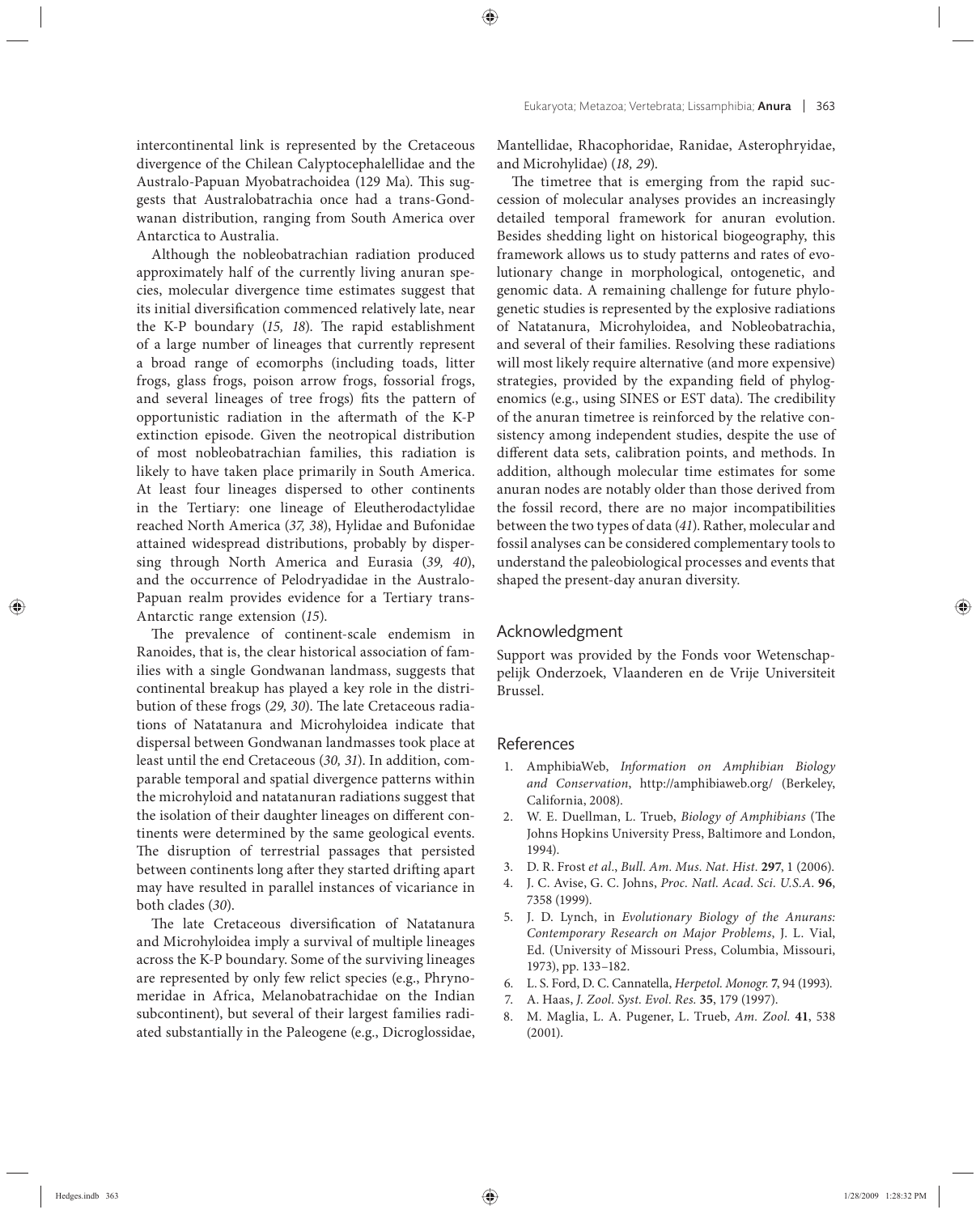intercontinental link is represented by the Cretaceous divergence of the Chilean Calyptocephalellidae and the Australo-Papuan Myobatrachoidea (129 Ma). This suggests that Australobatrachia once had a trans-Gondwanan distribution, ranging from South America over Antarctica to Australia.

Although the nobleobatrachian radiation produced approximately half of the currently living anuran species, molecular divergence time estimates suggest that its initial diversification commenced relatively late, near the K-P boundary (*15, 18*). The rapid establishment of a large number of lineages that currently represent a broad range of ecomorphs (including toads, litter frogs, glass frogs, poison arrow frogs, fossorial frogs, and several lineages of tree frogs) fits the pattern of opportunistic radiation in the aftermath of the K-P extinction episode. Given the neotropical distribution of most nobleobatrachian families, this radiation is likely to have taken place primarily in South America. At least four lineages dispersed to other continents in the Tertiary: one lineage of Eleutherodactylidae reached North America (*37, 38*), Hylidae and Bufonidae attained widespread distributions, probably by dispersing through North America and Eurasia (*39, 40*), and the occurrence of Pelodryadidae in the Australo-Papuan realm provides evidence for a Tertiary trans-Antarctic range extension (*15*).

The prevalence of continent-scale endemism in Ranoides, that is, the clear historical association of families with a single Gondwanan landmass, suggests that continental breakup has played a key role in the distribution of these frogs (*29, 30*). The late Cretaceous radiations of Natatanura and Microhyloidea indicate that dispersal between Gondwanan landmasses took place at least until the end Cretaceous (*30, 31*). In addition, comparable temporal and spatial divergence patterns within the microhyloid and natatanuran radiations suggest that the isolation of their daughter lineages on different continents were determined by the same geological events. The disruption of terrestrial passages that persisted between continents long after they started drifting apart may have resulted in parallel instances of vicariance in both clades (*30*).

The late Cretaceous diversification of Natatanura and Microhyloidea imply a survival of multiple lineages across the K-P boundary. Some of the surviving lineages are represented by only few relict species (e.g., Phrynomeridae in Africa, Melanobatrachidae on the Indian subcontinent), but several of their largest families radiated substantially in the Paleogene (e.g., Dicroglossidae, Mantellidae, Rhacophoridae, Ranidae, Asterophryidae, and Microhylidae) (*18, 29*).

The timetree that is emerging from the rapid succession of molecular analyses provides an increasingly detailed temporal framework for anuran evolution. Besides shedding light on historical biogeography, this framework allows us to study patterns and rates of evolutionary change in morphological, ontogenetic, and genomic data. A remaining challenge for future phylogenetic studies is represented by the explosive radiations of Natatanura, Microhyloidea, and Nobleobatrachia, and several of their families. Resolving these radiations will most likely require alternative (and more expensive) strategies, provided by the expanding field of phylogenomics (e.g., using SINES or EST data). The credibility of the anuran timetree is reinforced by the relative consistency among independent studies, despite the use of different data sets, calibration points, and methods. In addition, although molecular time estimates for some anuran nodes are notably older than those derived from the fossil record, there are no major incompatibilities between the two types of data (*41*). Rather, molecular and fossil analyses can be considered complementary tools to understand the paleobiological processes and events that shaped the present-day anuran diversity.

## Acknowledgment

Support was provided by the Fonds voor Wetenschappelijk Onderzoek, Vlaanderen en de Vrije Universiteit Brussel.

## References

1. AmphibiaWeb, *Information on Amphibian Biology and Conservation*, http://amphibiaweb.org/ (Berkeley, California, 2008).
2. W. E. Duellman, L. Trueb, *Biology of Amphibians* (The Johns Hopkins University Press, Baltimore and London, 1994).
3. D. R. Frost *et al.*, *Bull. Am. Mus. Nat. Hist.* **297**, 1 (2006).
4. J. C. Avise, G. C. Johns, *Proc. Natl. Acad. Sci. U.S.A.* **96**, 7358 (1999).
5. J. D. Lynch, in *Evolutionary Biology of the Anurans: Contemporary Research on Major Problems*, J. L. Vial, Ed. (University of Missouri Press, Columbia, Missouri, 1973), pp. 133–182.
6. L. S. Ford, D. C. Cannatella, *Herpetol. Monogr.* **7**, 94 (1993).
7. A. Haas, *J. Zool. Syst. Evol. Res.* **35**, 179 (1997).
8. M. Maglia, L. A. Pugener, L. Trueb, *Am. Zool.* **41**, 538 (2001).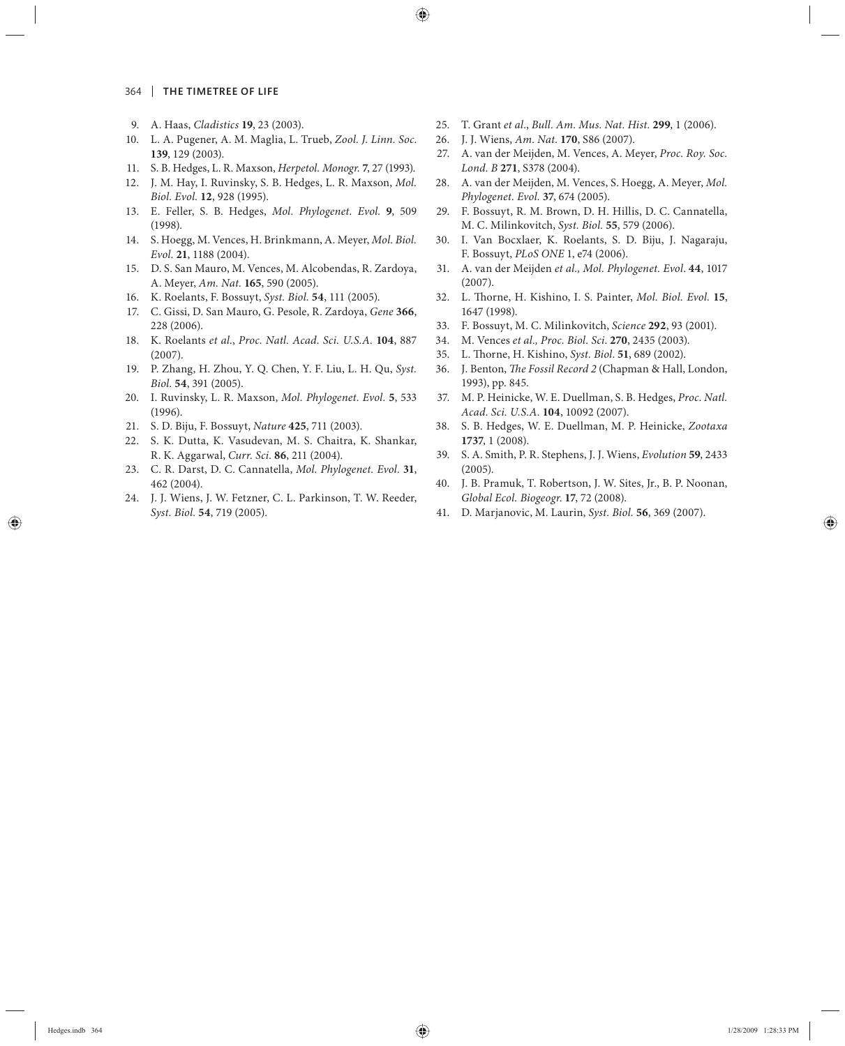9. A. Haas, *Cladistics* **19**, 23 (2003).
10. L. A. Pugener, A. M. Maglia, L. Trueb, *Zool. J. Linn. Soc.* **139**, 129 (2003).
11. S. B. Hedges, L. R. Maxson, *Herpetol. Monogr.* **7**, 27 (1993).
12. J. M. Hay, I. Ruvinsky, S. B. Hedges, L. R. Maxson, *Mol. Biol. Evol.* **12**, 928 (1995).
13. E. Feller, S. B. Hedges, *Mol. Phylogenet. Evol.* **9**, 509 (1998).
14. S. Hoegg, M. Vences, H. Brinkmann, A. Meyer, *Mol. Biol. Evol.* **21**, 1188 (2004).
15. D. S. San Mauro, M. Vences, M. Alcobendas, R. Zardoya, A. Meyer, *Am. Nat.* **165**, 590 (2005).
16. K. Roelants, F. Bossuyt, *Syst. Biol.* **54**, 111 (2005).
17. C. Gissi, D. San Mauro, G. Pesole, R. Zardoya, *Gene* **366**, 228 (2006).
18. K. Roelants *et al.*, *Proc. Natl. Acad. Sci. U.S.A.* **104**, 887 (2007).
19. P. Zhang, H. Zhou, Y. Q. Chen, Y. F. Liu, L. H. Qu, *Syst. Biol.* **54**, 391 (2005).
20. I. Ruvinsky, L. R. Maxson, *Mol. Phylogenet. Evol.* **5**, 533 (1996).
21. S. D. Biju, F. Bossuyt, *Nature* **425**, 711 (2003).
22. S. K. Dutta, K. Vasudevan, M. S. Chaitra, K. Shankar, R. K. Aggarwal, *Curr. Sci.* **86**, 211 (2004).
23. C. R. Darst, D. C. Cannatella, *Mol. Phylogenet. Evol.* **31**, 462 (2004).
24. J. J. Wiens, J. W. Fetzner, C. L. Parkinson, T. W. Reeder, *Syst. Biol.* **54**, 719 (2005).
25. T. Grant *et al.*, *Bull. Am. Mus. Nat. Hist.* **299**, 1 (2006).
26. J. J. Wiens, *Am. Nat.* **170**, S86 (2007).
27. A. van der Meijden, M. Vences, A. Meyer, *Proc. Roy. Soc. Lond. B* **271**, S378 (2004).
28. A. van der Meijden, M. Vences, S. Hoegg, A. Meyer, *Mol. Phylogenet. Evol.* **37**, 674 (2005).
29. F. Bossuyt, R. M. Brown, D. H. Hillis, D. C. Cannatella, M. C. Milinkovitch, *Syst. Biol.* **55**, 579 (2006).
30. I. Van Bocxlaer, K. Roelants, S. D. Biju, J. Nagaraju, F. Bossuyt, *PLoS ONE* 1, e74 (2006).
31. A. van der Meijden *et al., Mol. Phylogenet. Evol*. **44**, 1017 (2007).
32. L. Thorne, H. Kishino, I. S. Painter, *Mol. Biol. Evol.* **15**, 1647 (1998).
33. F. Bossuyt, M. C. Milinkovitch, *Science* **292**, 93 (2001).
34. M. Vences *et al., Proc. Biol. Sci*. **270**, 2435 (2003).
35. L. Thorne, H. Kishino, *Syst. Biol*. **51**, 689 (2002).
36. J. Benton, *The Fossil Record 2* (Chapman & Hall, London, 1993), pp. 845.
37. M. P. Heinicke, W. E. Duellman, S. B. Hedges, *Proc. Natl. Acad. Sci. U.S.A*. **104**, 10092 (2007).
38. S. B. Hedges, W. E. Duellman, M. P. Heinicke, *Zootaxa* **1737**, 1 (2008).
39. S. A. Smith, P. R. Stephens, J. J. Wiens, *Evolution* **59**, 2433 (2005).
40. J. B. Pramuk, T. Robertson, J. W. Sites, Jr., B. P. Noonan, *Global Ecol. Biogeogr*. **17**, 72 (2008).
41. D. Marjanovic, M. Laurin, *Syst. Biol.* **56**, 369 (2007).